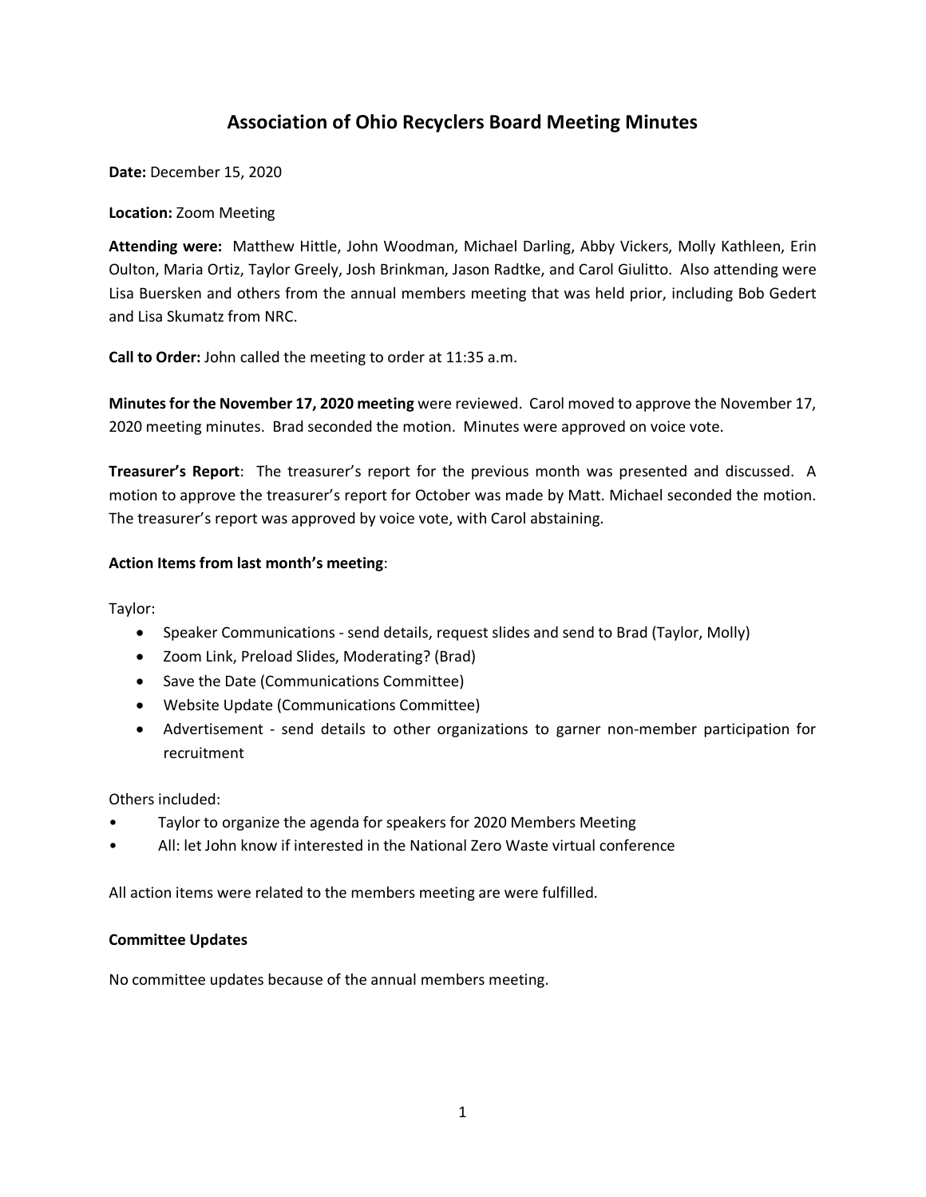# Association of Ohio Recyclers Board Meeting Minutes

**Date:** December 15, 2020

**Location:** Zoom Meeting

**Attending were:** Matthew Hittle, John Woodman, Michael Darling, Abby Vickers, Molly Kathleen, Erin Oulton, Maria Ortiz, Taylor Greely, Josh Brinkman, Jason Radtke, and Carol Giulitto. Also attending were Lisa Buersken and others from the annual members meeting that was held prior, including Bob Gedert and Lisa Skumatz from NRC.

**Call to Order:** John called the meeting to order at 11:35 a.m.

**Minutes for the November 17, 2020 meeting** were reviewed. Carol moved to approve the November 17, 2020 meeting minutes. Brad seconded the motion. Minutes were approved on voice vote.

**Treasurer's Report**: The treasurer's report for the previous month was presented and discussed. A motion to approve the treasurer's report for October was made by Matt. Michael seconded the motion. The treasurer's report was approved by voice vote, with Carol abstaining.

**Action Items from last month's meeting**:

Taylor:

- Speaker Communications - send details, request slides and send to Brad (Taylor, Molly)
- Zoom Link, Preload Slides, Moderating? (Brad)
- Save the Date (Communications Committee)
- Website Update (Communications Committee)
- Advertisement - send details to other organizations to garner non-member participation for recruitment

Others included:

- Taylor to organize the agenda for speakers for 2020 Members Meeting
- All: let John know if interested in the National Zero Waste virtual conference

All action items were related to the members meeting are were fulfilled.

**Committee Updates**

No committee updates because of the annual members meeting.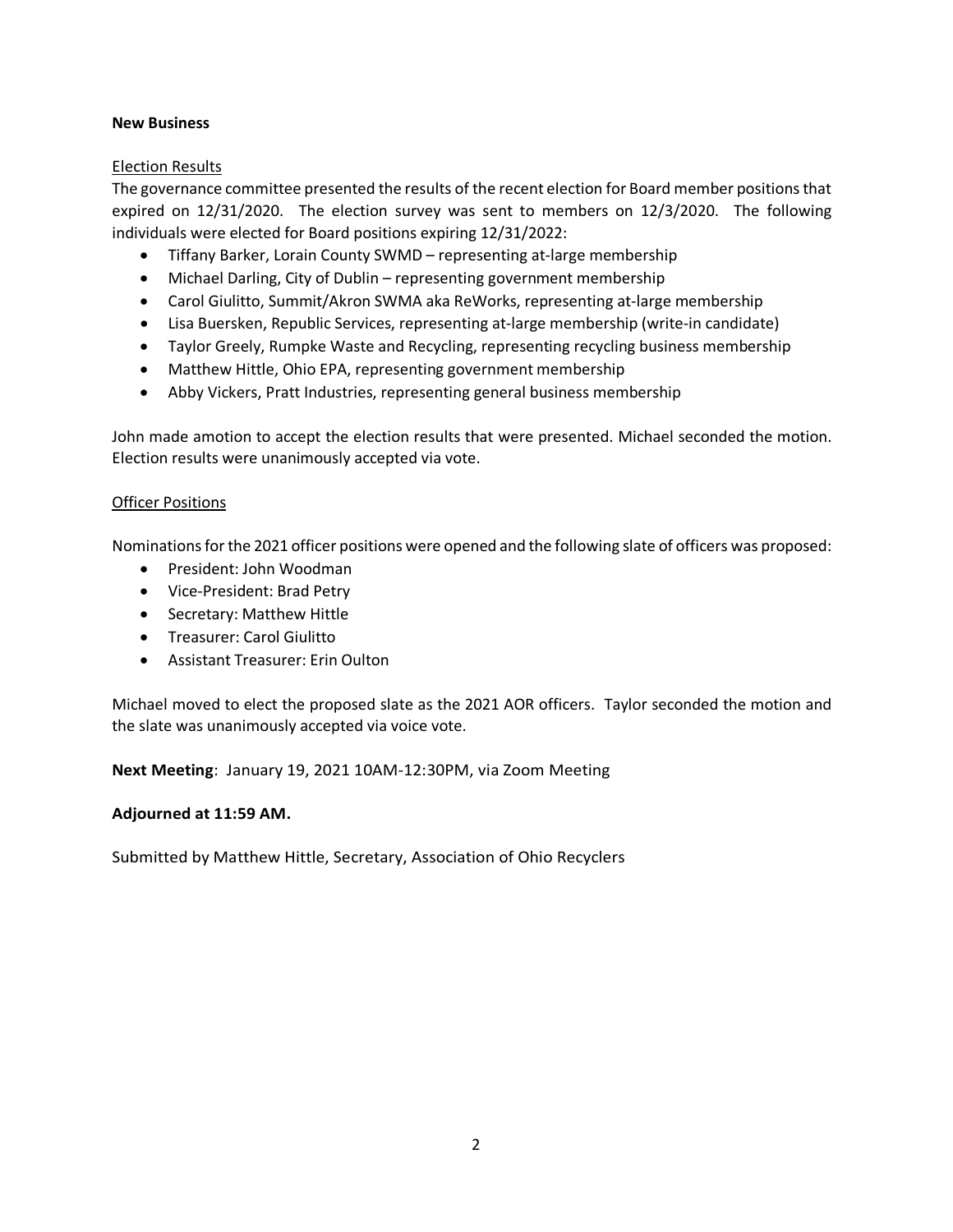**New Business**

Election Results

The governance committee presented the results of the recent election for Board member positions that expired on 12/31/2020. The election survey was sent to members on 12/3/2020. The following individuals were elected for Board positions expiring 12/31/2022:

- Tiffany Barker, Lorain County SWMD – representing at-large membership
- Michael Darling, City of Dublin – representing government membership
- Carol Giulitto, Summit/Akron SWMA aka ReWorks, representing at-large membership
- Lisa Buersken, Republic Services, representing at-large membership (write-in candidate)
- Taylor Greely, Rumpke Waste and Recycling, representing recycling business membership
- Matthew Hittle, Ohio EPA, representing government membership
- Abby Vickers, Pratt Industries, representing general business membership

John made amotion to accept the election results that were presented. Michael seconded the motion. Election results were unanimously accepted via vote.

Officer Positions

Nominations for the 2021 officer positions were opened and the following slate of officers was proposed:

- President: John Woodman
- Vice-President: Brad Petry
- Secretary: Matthew Hittle
- Treasurer: Carol Giulitto
- Assistant Treasurer: Erin Oulton

Michael moved to elect the proposed slate as the 2021 AOR officers. Taylor seconded the motion and the slate was unanimously accepted via voice vote.

**Next Meeting**: January 19, 2021 10AM-12:30PM, via Zoom Meeting

**Adjourned at 11:59 AM.**

Submitted by Matthew Hittle, Secretary, Association of Ohio Recyclers